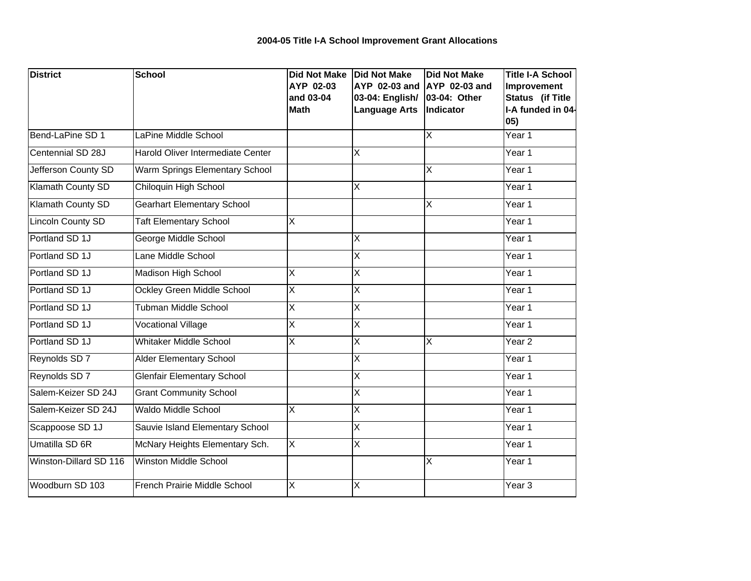# 2004-05 Title I-A School Improvement Grant Allocations

| District | School | Did Not Make AYP 02-03 and 03-04 Math | Did Not Make AYP 02-03 and 03-04: English/ Language Arts | Did Not Make AYP 02-03 and 03-04: Other Indicator | Title I-A School Improvement Status (if Title I-A funded in 04-05) |
|---|---|---|---|---|---|
| Bend-LaPine SD 1 | LaPine Middle School | | | X | Year 1 |
| Centennial SD 28J | Harold Oliver Intermediate Center | | X | | Year 1 |
| Jefferson County SD | Warm Springs Elementary School | | | X | Year 1 |
| Klamath County SD | Chiloquin High School | | X | | Year 1 |
| Klamath County SD | Gearhart Elementary School | | | X | Year 1 |
| Lincoln County SD | Taft Elementary School | X | | | Year 1 |
| Portland SD 1J | George Middle School | | X | | Year 1 |
| Portland SD 1J | Lane Middle School | | X | | Year 1 |
| Portland SD 1J | Madison High School | X | X | | Year 1 |
| Portland SD 1J | Ockley Green Middle School | X | X | | Year 1 |
| Portland SD 1J | Tubman Middle School | X | X | | Year 1 |
| Portland SD 1J | Vocational Village | X | X | | Year 1 |
| Portland SD 1J | Whitaker Middle School | X | X | X | Year 2 |
| Reynolds SD 7 | Alder Elementary School | | X | | Year 1 |
| Reynolds SD 7 | Glenfair Elementary School | | X | | Year 1 |
| Salem-Keizer SD 24J | Grant Community School | | X | | Year 1 |
| Salem-Keizer SD 24J | Waldo Middle School | X | X | | Year 1 |
| Scappoose SD 1J | Sauvie Island Elementary School | | X | | Year 1 |
| Umatilla SD 6R | McNary Heights Elementary Sch. | X | X | | Year 1 |
| Winston-Dillard SD 116 | Winston Middle School | | | X | Year 1 |
| Woodburn SD 103 | French Prairie Middle School | X | X | | Year 3 |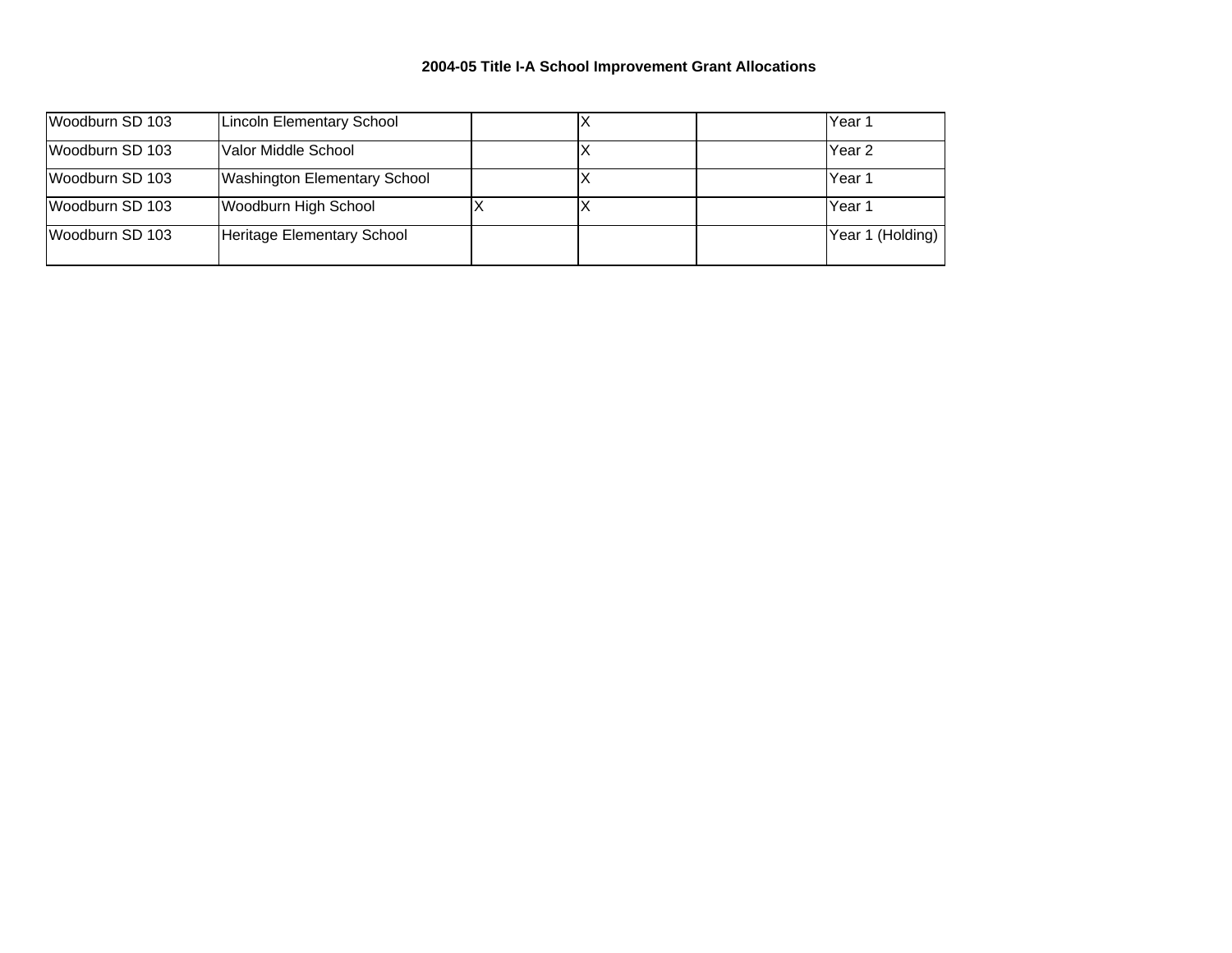**2004-05 Title I-A School Improvement Grant Allocations**

| | | | | | |
|---|---|---|---|---|---|
| Woodburn SD 103 | Lincoln Elementary School | | X | | Year 1 |
| Woodburn SD 103 | Valor Middle School | | X | | Year 2 |
| Woodburn SD 103 | Washington Elementary School | | X | | Year 1 |
| Woodburn SD 103 | Woodburn High School | X | X | | Year 1 |
| Woodburn SD 103 | Heritage Elementary School | | | | Year 1 (Holding) |